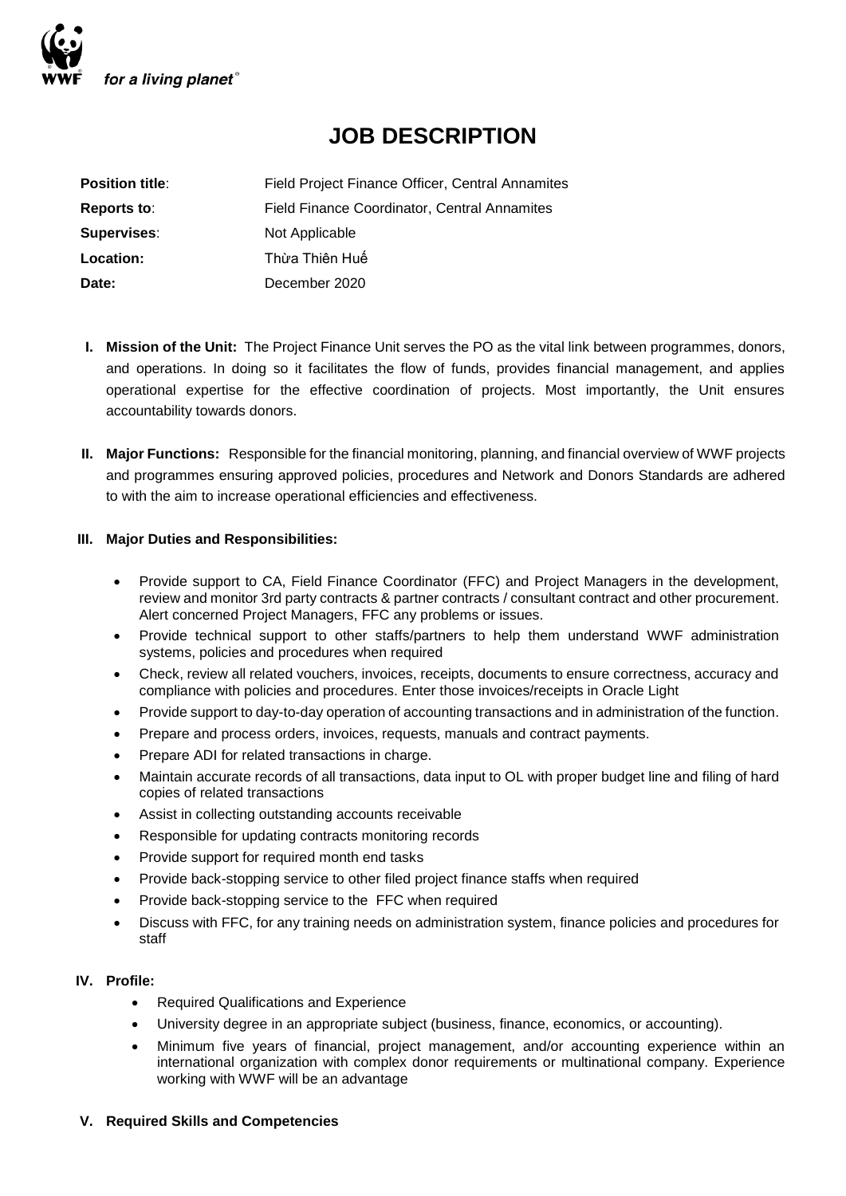*for a living planet*®

# JOB DESCRIPTION

| | |
|---|---|
| **Position title**: | Field Project Finance Officer, Central Annamites |
| **Reports to**: | Field Finance Coordinator, Central Annamites |
| **Supervises**: | Not Applicable |
| **Location:** | Thừa Thiên Huế |
| **Date:** | December 2020 |

**I. Mission of the Unit:** The Project Finance Unit serves the PO as the vital link between programmes, donors, and operations. In doing so it facilitates the flow of funds, provides financial management, and applies operational expertise for the effective coordination of projects. Most importantly, the Unit ensures accountability towards donors.

**II. Major Functions:** Responsible for the financial monitoring, planning, and financial overview of WWF projects and programmes ensuring approved policies, procedures and Network and Donors Standards are adhered to with the aim to increase operational efficiencies and effectiveness.

**III. Major Duties and Responsibilities:**

- Provide support to CA, Field Finance Coordinator (FFC) and Project Managers in the development, review and monitor 3rd party contracts & partner contracts / consultant contract and other procurement. Alert concerned Project Managers, FFC any problems or issues.
- Provide technical support to other staffs/partners to help them understand WWF administration systems, policies and procedures when required
- Check, review all related vouchers, invoices, receipts, documents to ensure correctness, accuracy and compliance with policies and procedures. Enter those invoices/receipts in Oracle Light
- Provide support to day-to-day operation of accounting transactions and in administration of the function.
- Prepare and process orders, invoices, requests, manuals and contract payments.
- Prepare ADI for related transactions in charge.
- Maintain accurate records of all transactions, data input to OL with proper budget line and filing of hard copies of related transactions
- Assist in collecting outstanding accounts receivable
- Responsible for updating contracts monitoring records
- Provide support for required month end tasks
- Provide back-stopping service to other filed project finance staffs when required
- Provide back-stopping service to the FFC when required
- Discuss with FFC, for any training needs on administration system, finance policies and procedures for staff

**IV. Profile:**

- Required Qualifications and Experience
- University degree in an appropriate subject (business, finance, economics, or accounting).
- Minimum five years of financial, project management, and/or accounting experience within an international organization with complex donor requirements or multinational company. Experience working with WWF will be an advantage

**V. Required Skills and Competencies**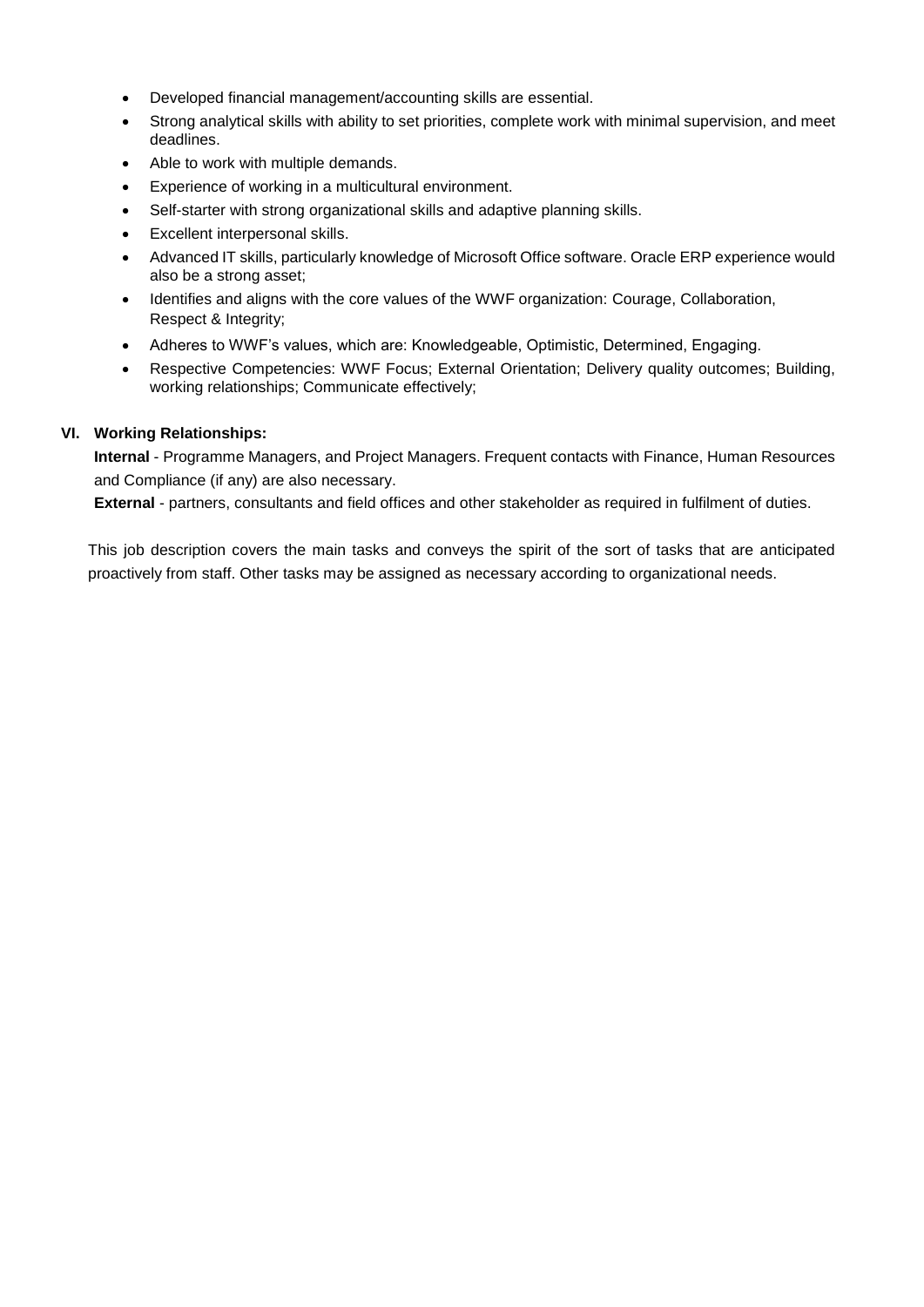- Developed financial management/accounting skills are essential.
- Strong analytical skills with ability to set priorities, complete work with minimal supervision, and meet deadlines.
- Able to work with multiple demands.
- Experience of working in a multicultural environment.
- Self-starter with strong organizational skills and adaptive planning skills.
- Excellent interpersonal skills.
- Advanced IT skills, particularly knowledge of Microsoft Office software. Oracle ERP experience would also be a strong asset;
- Identifies and aligns with the core values of the WWF organization: Courage, Collaboration, Respect & Integrity;
- Adheres to WWF's values, which are: Knowledgeable, Optimistic, Determined, Engaging.
- Respective Competencies: WWF Focus; External Orientation; Delivery quality outcomes; Building, working relationships; Communicate effectively;

### VI. Working Relationships:

**Internal** - Programme Managers, and Project Managers. Frequent contacts with Finance, Human Resources and Compliance (if any) are also necessary.

**External** - partners, consultants and field offices and other stakeholder as required in fulfilment of duties.

This job description covers the main tasks and conveys the spirit of the sort of tasks that are anticipated proactively from staff. Other tasks may be assigned as necessary according to organizational needs.